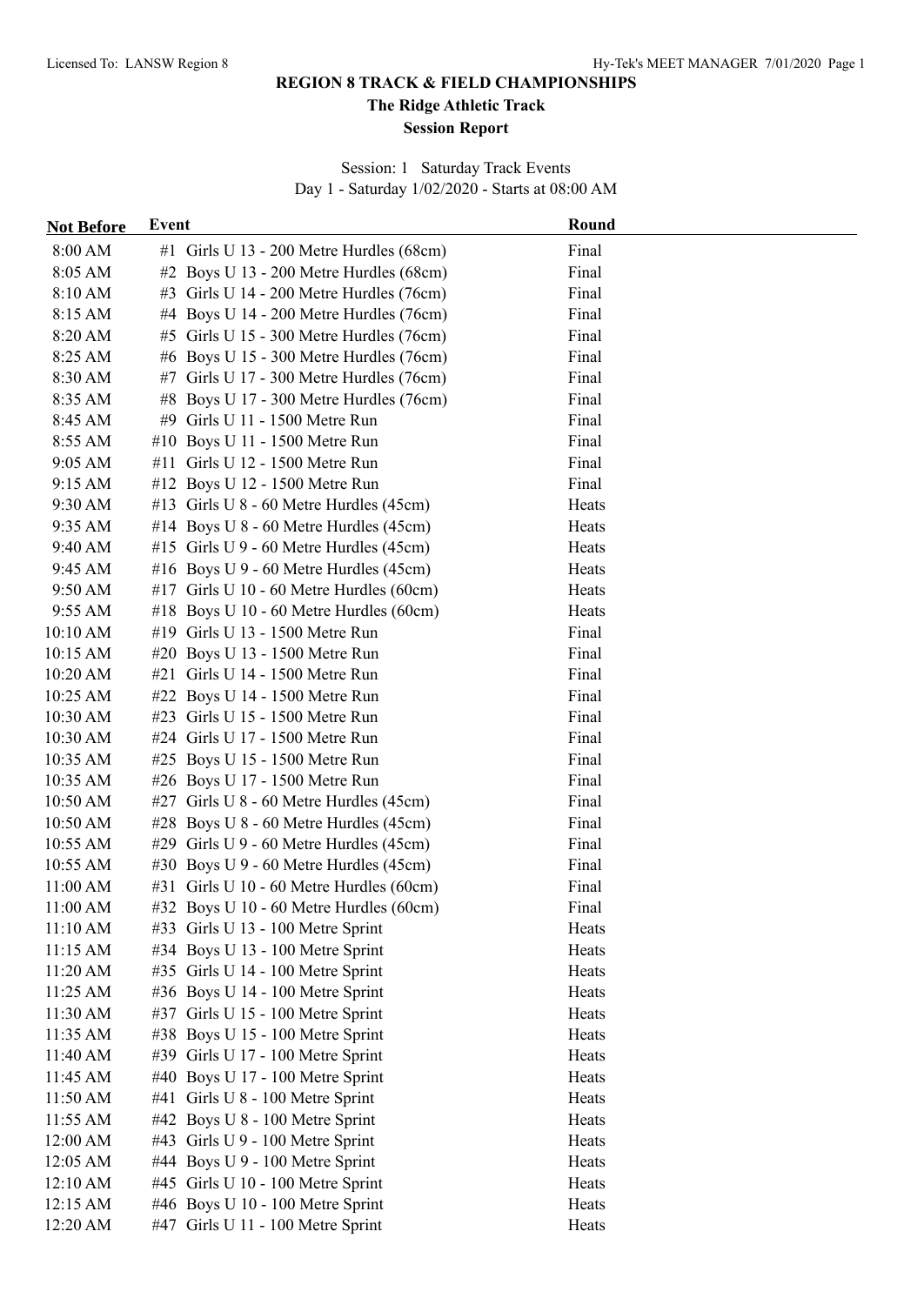# REGION 8 TRACK & FIELD CHAMPIONSHIPS

## The Ridge Athletic Track

### Session Report

Session: 1 Saturday Track Events
Day 1 - Saturday 1/02/2020 - Starts at 08:00 AM

| Not Before | Event | Round |
|---|---|---|
| 8:00 AM | #1 Girls U 13 - 200 Metre Hurdles (68cm) | Final |
| 8:05 AM | #2 Boys U 13 - 200 Metre Hurdles (68cm) | Final |
| 8:10 AM | #3 Girls U 14 - 200 Metre Hurdles (76cm) | Final |
| 8:15 AM | #4 Boys U 14 - 200 Metre Hurdles (76cm) | Final |
| 8:20 AM | #5 Girls U 15 - 300 Metre Hurdles (76cm) | Final |
| 8:25 AM | #6 Boys U 15 - 300 Metre Hurdles (76cm) | Final |
| 8:30 AM | #7 Girls U 17 - 300 Metre Hurdles (76cm) | Final |
| 8:35 AM | #8 Boys U 17 - 300 Metre Hurdles (76cm) | Final |
| 8:45 AM | #9 Girls U 11 - 1500 Metre Run | Final |
| 8:55 AM | #10 Boys U 11 - 1500 Metre Run | Final |
| 9:05 AM | #11 Girls U 12 - 1500 Metre Run | Final |
| 9:15 AM | #12 Boys U 12 - 1500 Metre Run | Final |
| 9:30 AM | #13 Girls U 8 - 60 Metre Hurdles (45cm) | Heats |
| 9:35 AM | #14 Boys U 8 - 60 Metre Hurdles (45cm) | Heats |
| 9:40 AM | #15 Girls U 9 - 60 Metre Hurdles (45cm) | Heats |
| 9:45 AM | #16 Boys U 9 - 60 Metre Hurdles (45cm) | Heats |
| 9:50 AM | #17 Girls U 10 - 60 Metre Hurdles (60cm) | Heats |
| 9:55 AM | #18 Boys U 10 - 60 Metre Hurdles (60cm) | Heats |
| 10:10 AM | #19 Girls U 13 - 1500 Metre Run | Final |
| 10:15 AM | #20 Boys U 13 - 1500 Metre Run | Final |
| 10:20 AM | #21 Girls U 14 - 1500 Metre Run | Final |
| 10:25 AM | #22 Boys U 14 - 1500 Metre Run | Final |
| 10:30 AM | #23 Girls U 15 - 1500 Metre Run | Final |
| 10:30 AM | #24 Girls U 17 - 1500 Metre Run | Final |
| 10:35 AM | #25 Boys U 15 - 1500 Metre Run | Final |
| 10:35 AM | #26 Boys U 17 - 1500 Metre Run | Final |
| 10:50 AM | #27 Girls U 8 - 60 Metre Hurdles (45cm) | Final |
| 10:50 AM | #28 Boys U 8 - 60 Metre Hurdles (45cm) | Final |
| 10:55 AM | #29 Girls U 9 - 60 Metre Hurdles (45cm) | Final |
| 10:55 AM | #30 Boys U 9 - 60 Metre Hurdles (45cm) | Final |
| 11:00 AM | #31 Girls U 10 - 60 Metre Hurdles (60cm) | Final |
| 11:00 AM | #32 Boys U 10 - 60 Metre Hurdles (60cm) | Final |
| 11:10 AM | #33 Girls U 13 - 100 Metre Sprint | Heats |
| 11:15 AM | #34 Boys U 13 - 100 Metre Sprint | Heats |
| 11:20 AM | #35 Girls U 14 - 100 Metre Sprint | Heats |
| 11:25 AM | #36 Boys U 14 - 100 Metre Sprint | Heats |
| 11:30 AM | #37 Girls U 15 - 100 Metre Sprint | Heats |
| 11:35 AM | #38 Boys U 15 - 100 Metre Sprint | Heats |
| 11:40 AM | #39 Girls U 17 - 100 Metre Sprint | Heats |
| 11:45 AM | #40 Boys U 17 - 100 Metre Sprint | Heats |
| 11:50 AM | #41 Girls U 8 - 100 Metre Sprint | Heats |
| 11:55 AM | #42 Boys U 8 - 100 Metre Sprint | Heats |
| 12:00 AM | #43 Girls U 9 - 100 Metre Sprint | Heats |
| 12:05 AM | #44 Boys U 9 - 100 Metre Sprint | Heats |
| 12:10 AM | #45 Girls U 10 - 100 Metre Sprint | Heats |
| 12:15 AM | #46 Boys U 10 - 100 Metre Sprint | Heats |
| 12:20 AM | #47 Girls U 11 - 100 Metre Sprint | Heats |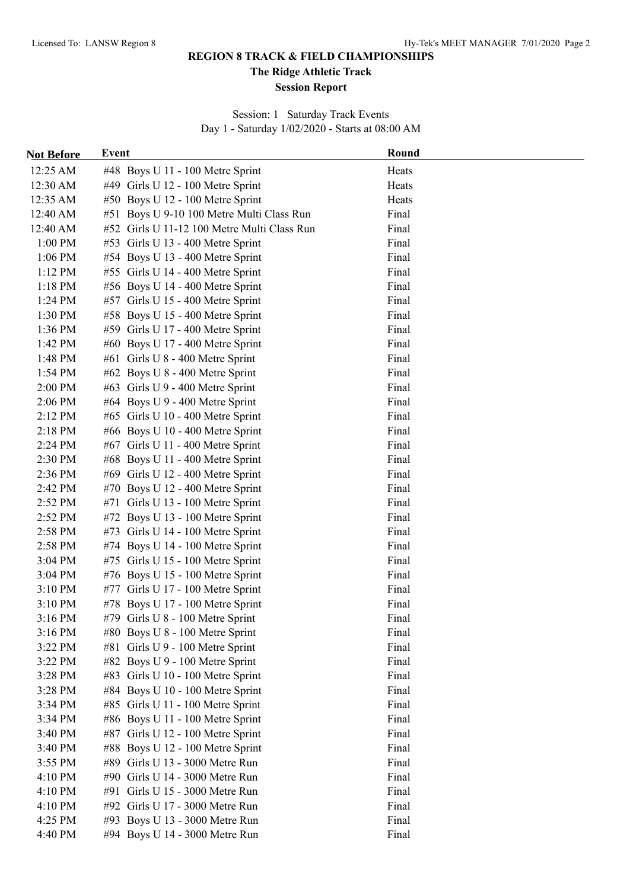# REGION 8 TRACK & FIELD CHAMPIONSHIPS

## The Ridge Athletic Track

### Session Report

Session: 1 Saturday Track Events
Day 1 - Saturday 1/02/2020 - Starts at 08:00 AM

| Not Before | Event | Round |
|---|---|---|
| 12:25 AM | #48 Boys U 11 - 100 Metre Sprint | Heats |
| 12:30 AM | #49 Girls U 12 - 100 Metre Sprint | Heats |
| 12:35 AM | #50 Boys U 12 - 100 Metre Sprint | Heats |
| 12:40 AM | #51 Boys U 9-10 100 Metre Multi Class Run | Final |
| 12:40 AM | #52 Girls U 11-12 100 Metre Multi Class Run | Final |
| 1:00 PM | #53 Girls U 13 - 400 Metre Sprint | Final |
| 1:06 PM | #54 Boys U 13 - 400 Metre Sprint | Final |
| 1:12 PM | #55 Girls U 14 - 400 Metre Sprint | Final |
| 1:18 PM | #56 Boys U 14 - 400 Metre Sprint | Final |
| 1:24 PM | #57 Girls U 15 - 400 Metre Sprint | Final |
| 1:30 PM | #58 Boys U 15 - 400 Metre Sprint | Final |
| 1:36 PM | #59 Girls U 17 - 400 Metre Sprint | Final |
| 1:42 PM | #60 Boys U 17 - 400 Metre Sprint | Final |
| 1:48 PM | #61 Girls U 8 - 400 Metre Sprint | Final |
| 1:54 PM | #62 Boys U 8 - 400 Metre Sprint | Final |
| 2:00 PM | #63 Girls U 9 - 400 Metre Sprint | Final |
| 2:06 PM | #64 Boys U 9 - 400 Metre Sprint | Final |
| 2:12 PM | #65 Girls U 10 - 400 Metre Sprint | Final |
| 2:18 PM | #66 Boys U 10 - 400 Metre Sprint | Final |
| 2:24 PM | #67 Girls U 11 - 400 Metre Sprint | Final |
| 2:30 PM | #68 Boys U 11 - 400 Metre Sprint | Final |
| 2:36 PM | #69 Girls U 12 - 400 Metre Sprint | Final |
| 2:42 PM | #70 Boys U 12 - 400 Metre Sprint | Final |
| 2:52 PM | #71 Girls U 13 - 100 Metre Sprint | Final |
| 2:52 PM | #72 Boys U 13 - 100 Metre Sprint | Final |
| 2:58 PM | #73 Girls U 14 - 100 Metre Sprint | Final |
| 2:58 PM | #74 Boys U 14 - 100 Metre Sprint | Final |
| 3:04 PM | #75 Girls U 15 - 100 Metre Sprint | Final |
| 3:04 PM | #76 Boys U 15 - 100 Metre Sprint | Final |
| 3:10 PM | #77 Girls U 17 - 100 Metre Sprint | Final |
| 3:10 PM | #78 Boys U 17 - 100 Metre Sprint | Final |
| 3:16 PM | #79 Girls U 8 - 100 Metre Sprint | Final |
| 3:16 PM | #80 Boys U 8 - 100 Metre Sprint | Final |
| 3:22 PM | #81 Girls U 9 - 100 Metre Sprint | Final |
| 3:22 PM | #82 Boys U 9 - 100 Metre Sprint | Final |
| 3:28 PM | #83 Girls U 10 - 100 Metre Sprint | Final |
| 3:28 PM | #84 Boys U 10 - 100 Metre Sprint | Final |
| 3:34 PM | #85 Girls U 11 - 100 Metre Sprint | Final |
| 3:34 PM | #86 Boys U 11 - 100 Metre Sprint | Final |
| 3:40 PM | #87 Girls U 12 - 100 Metre Sprint | Final |
| 3:40 PM | #88 Boys U 12 - 100 Metre Sprint | Final |
| 3:55 PM | #89 Girls U 13 - 3000 Metre Run | Final |
| 4:10 PM | #90 Girls U 14 - 3000 Metre Run | Final |
| 4:10 PM | #91 Girls U 15 - 3000 Metre Run | Final |
| 4:10 PM | #92 Girls U 17 - 3000 Metre Run | Final |
| 4:25 PM | #93 Boys U 13 - 3000 Metre Run | Final |
| 4:40 PM | #94 Boys U 14 - 3000 Metre Run | Final |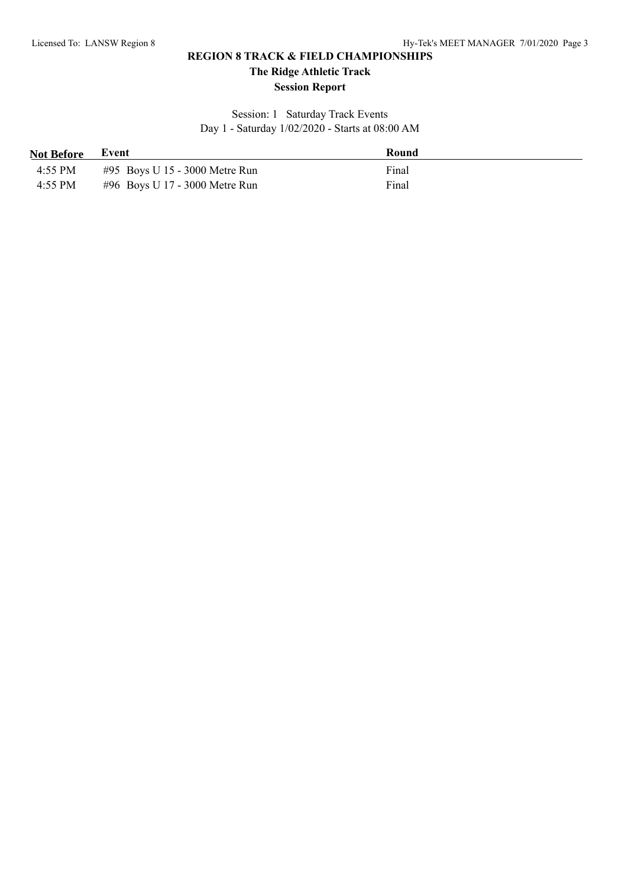# REGION 8 TRACK & FIELD CHAMPIONSHIPS

## The Ridge Athletic Track

## Session Report

Session: 1 Saturday Track Events
Day 1 - Saturday 1/02/2020 - Starts at 08:00 AM

| Not Before | Event | Round |
|---|---|---|
| 4:55 PM | #95 Boys U 15 - 3000 Metre Run | Final |
| 4:55 PM | #96 Boys U 17 - 3000 Metre Run | Final |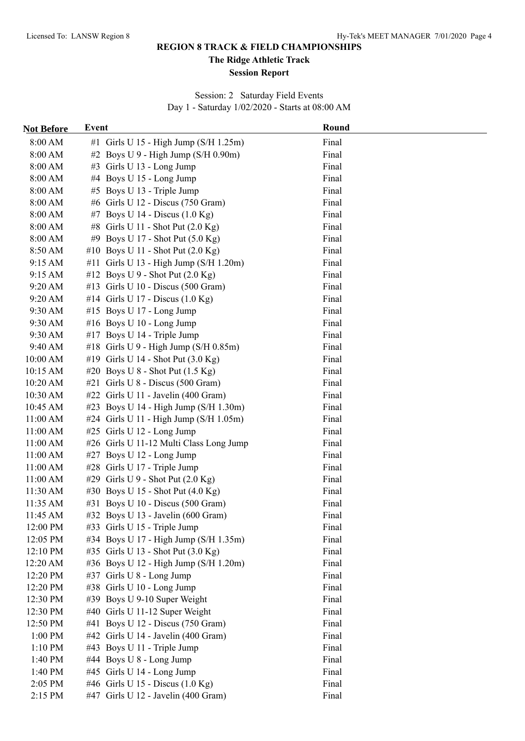# REGION 8 TRACK & FIELD CHAMPIONSHIPS

## The Ridge Athletic Track

### Session Report

Session: 2 Saturday Field Events
Day 1 - Saturday 1/02/2020 - Starts at 08:00 AM

| Not Before | Event | Round |
|---|---|---|
| 8:00 AM | #1 Girls U 15 - High Jump (S/H 1.25m) | Final |
| 8:00 AM | #2 Boys U 9 - High Jump (S/H 0.90m) | Final |
| 8:00 AM | #3 Girls U 13 - Long Jump | Final |
| 8:00 AM | #4 Boys U 15 - Long Jump | Final |
| 8:00 AM | #5 Boys U 13 - Triple Jump | Final |
| 8:00 AM | #6 Girls U 12 - Discus (750 Gram) | Final |
| 8:00 AM | #7 Boys U 14 - Discus (1.0 Kg) | Final |
| 8:00 AM | #8 Girls U 11 - Shot Put (2.0 Kg) | Final |
| 8:00 AM | #9 Boys U 17 - Shot Put (5.0 Kg) | Final |
| 8:50 AM | #10 Boys U 11 - Shot Put (2.0 Kg) | Final |
| 9:15 AM | #11 Girls U 13 - High Jump (S/H 1.20m) | Final |
| 9:15 AM | #12 Boys U 9 - Shot Put (2.0 Kg) | Final |
| 9:20 AM | #13 Girls U 10 - Discus (500 Gram) | Final |
| 9:20 AM | #14 Girls U 17 - Discus (1.0 Kg) | Final |
| 9:30 AM | #15 Boys U 17 - Long Jump | Final |
| 9:30 AM | #16 Boys U 10 - Long Jump | Final |
| 9:30 AM | #17 Boys U 14 - Triple Jump | Final |
| 9:40 AM | #18 Girls U 9 - High Jump (S/H 0.85m) | Final |
| 10:00 AM | #19 Girls U 14 - Shot Put (3.0 Kg) | Final |
| 10:15 AM | #20 Boys U 8 - Shot Put (1.5 Kg) | Final |
| 10:20 AM | #21 Girls U 8 - Discus (500 Gram) | Final |
| 10:30 AM | #22 Girls U 11 - Javelin (400 Gram) | Final |
| 10:45 AM | #23 Boys U 14 - High Jump (S/H 1.30m) | Final |
| 11:00 AM | #24 Girls U 11 - High Jump (S/H 1.05m) | Final |
| 11:00 AM | #25 Girls U 12 - Long Jump | Final |
| 11:00 AM | #26 Girls U 11-12 Multi Class Long Jump | Final |
| 11:00 AM | #27 Boys U 12 - Long Jump | Final |
| 11:00 AM | #28 Girls U 17 - Triple Jump | Final |
| 11:00 AM | #29 Girls U 9 - Shot Put (2.0 Kg) | Final |
| 11:30 AM | #30 Boys U 15 - Shot Put (4.0 Kg) | Final |
| 11:35 AM | #31 Boys U 10 - Discus (500 Gram) | Final |
| 11:45 AM | #32 Boys U 13 - Javelin (600 Gram) | Final |
| 12:00 PM | #33 Girls U 15 - Triple Jump | Final |
| 12:05 PM | #34 Boys U 17 - High Jump (S/H 1.35m) | Final |
| 12:10 PM | #35 Girls U 13 - Shot Put (3.0 Kg) | Final |
| 12:20 AM | #36 Boys U 12 - High Jump (S/H 1.20m) | Final |
| 12:20 PM | #37 Girls U 8 - Long Jump | Final |
| 12:20 PM | #38 Girls U 10 - Long Jump | Final |
| 12:30 PM | #39 Boys U 9-10 Super Weight | Final |
| 12:30 PM | #40 Girls U 11-12 Super Weight | Final |
| 12:50 PM | #41 Boys U 12 - Discus (750 Gram) | Final |
| 1:00 PM | #42 Girls U 14 - Javelin (400 Gram) | Final |
| 1:10 PM | #43 Boys U 11 - Triple Jump | Final |
| 1:40 PM | #44 Boys U 8 - Long Jump | Final |
| 1:40 PM | #45 Girls U 14 - Long Jump | Final |
| 2:05 PM | #46 Girls U 15 - Discus (1.0 Kg) | Final |
| 2:15 PM | #47 Girls U 12 - Javelin (400 Gram) | Final |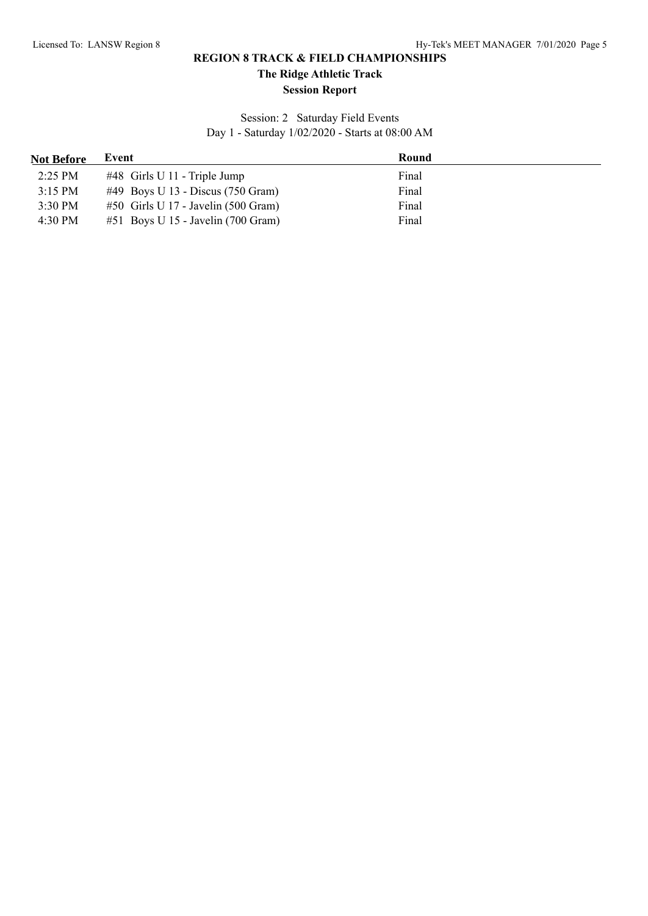# REGION 8 TRACK & FIELD CHAMPIONSHIPS

## The Ridge Athletic Track

## Session Report

Session: 2 Saturday Field Events

Day 1 - Saturday 1/02/2020 - Starts at 08:00 AM

| Not Before | Event | Round |
|---|---|---|
| 2:25 PM | #48 Girls U 11 - Triple Jump | Final |
| 3:15 PM | #49 Boys U 13 - Discus (750 Gram) | Final |
| 3:30 PM | #50 Girls U 17 - Javelin (500 Gram) | Final |
| 4:30 PM | #51 Boys U 15 - Javelin (700 Gram) | Final |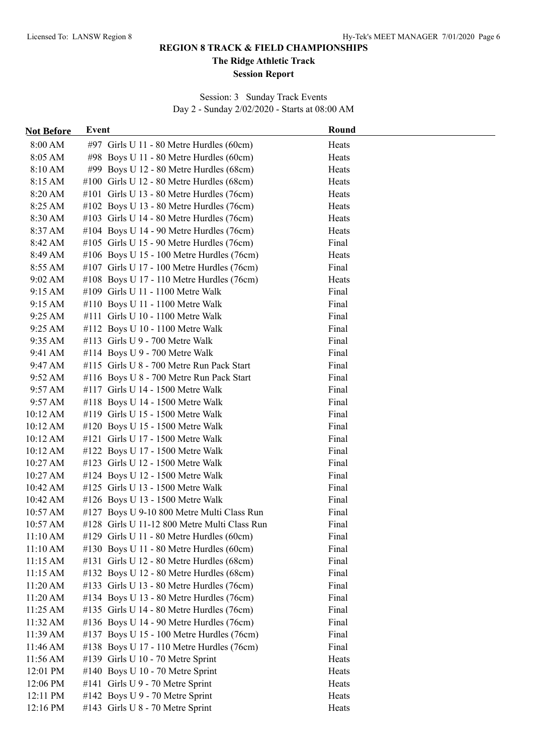# REGION 8 TRACK & FIELD CHAMPIONSHIPS

## The Ridge Athletic Track

### Session Report

Session: 3 Sunday Track Events
Day 2 - Sunday 2/02/2020 - Starts at 08:00 AM

| Not Before | Event | Round |
|---|---|---|
| 8:00 AM | #97 Girls U 11 - 80 Metre Hurdles (60cm) | Heats |
| 8:05 AM | #98 Boys U 11 - 80 Metre Hurdles (60cm) | Heats |
| 8:10 AM | #99 Boys U 12 - 80 Metre Hurdles (68cm) | Heats |
| 8:15 AM | #100 Girls U 12 - 80 Metre Hurdles (68cm) | Heats |
| 8:20 AM | #101 Girls U 13 - 80 Metre Hurdles (76cm) | Heats |
| 8:25 AM | #102 Boys U 13 - 80 Metre Hurdles (76cm) | Heats |
| 8:30 AM | #103 Girls U 14 - 80 Metre Hurdles (76cm) | Heats |
| 8:37 AM | #104 Boys U 14 - 90 Metre Hurdles (76cm) | Heats |
| 8:42 AM | #105 Girls U 15 - 90 Metre Hurdles (76cm) | Final |
| 8:49 AM | #106 Boys U 15 - 100 Metre Hurdles (76cm) | Heats |
| 8:55 AM | #107 Girls U 17 - 100 Metre Hurdles (76cm) | Final |
| 9:02 AM | #108 Boys U 17 - 110 Metre Hurdles (76cm) | Heats |
| 9:15 AM | #109 Girls U 11 - 1100 Metre Walk | Final |
| 9:15 AM | #110 Boys U 11 - 1100 Metre Walk | Final |
| 9:25 AM | #111 Girls U 10 - 1100 Metre Walk | Final |
| 9:25 AM | #112 Boys U 10 - 1100 Metre Walk | Final |
| 9:35 AM | #113 Girls U 9 - 700 Metre Walk | Final |
| 9:41 AM | #114 Boys U 9 - 700 Metre Walk | Final |
| 9:47 AM | #115 Girls U 8 - 700 Metre Run Pack Start | Final |
| 9:52 AM | #116 Boys U 8 - 700 Metre Run Pack Start | Final |
| 9:57 AM | #117 Girls U 14 - 1500 Metre Walk | Final |
| 9:57 AM | #118 Boys U 14 - 1500 Metre Walk | Final |
| 10:12 AM | #119 Girls U 15 - 1500 Metre Walk | Final |
| 10:12 AM | #120 Boys U 15 - 1500 Metre Walk | Final |
| 10:12 AM | #121 Girls U 17 - 1500 Metre Walk | Final |
| 10:12 AM | #122 Boys U 17 - 1500 Metre Walk | Final |
| 10:27 AM | #123 Girls U 12 - 1500 Metre Walk | Final |
| 10:27 AM | #124 Boys U 12 - 1500 Metre Walk | Final |
| 10:42 AM | #125 Girls U 13 - 1500 Metre Walk | Final |
| 10:42 AM | #126 Boys U 13 - 1500 Metre Walk | Final |
| 10:57 AM | #127 Boys U 9-10 800 Metre Multi Class Run | Final |
| 10:57 AM | #128 Girls U 11-12 800 Metre Multi Class Run | Final |
| 11:10 AM | #129 Girls U 11 - 80 Metre Hurdles (60cm) | Final |
| 11:10 AM | #130 Boys U 11 - 80 Metre Hurdles (60cm) | Final |
| 11:15 AM | #131 Girls U 12 - 80 Metre Hurdles (68cm) | Final |
| 11:15 AM | #132 Boys U 12 - 80 Metre Hurdles (68cm) | Final |
| 11:20 AM | #133 Girls U 13 - 80 Metre Hurdles (76cm) | Final |
| 11:20 AM | #134 Boys U 13 - 80 Metre Hurdles (76cm) | Final |
| 11:25 AM | #135 Girls U 14 - 80 Metre Hurdles (76cm) | Final |
| 11:32 AM | #136 Boys U 14 - 90 Metre Hurdles (76cm) | Final |
| 11:39 AM | #137 Boys U 15 - 100 Metre Hurdles (76cm) | Final |
| 11:46 AM | #138 Boys U 17 - 110 Metre Hurdles (76cm) | Final |
| 11:56 AM | #139 Girls U 10 - 70 Metre Sprint | Heats |
| 12:01 PM | #140 Boys U 10 - 70 Metre Sprint | Heats |
| 12:06 PM | #141 Girls U 9 - 70 Metre Sprint | Heats |
| 12:11 PM | #142 Boys U 9 - 70 Metre Sprint | Heats |
| 12:16 PM | #143 Girls U 8 - 70 Metre Sprint | Heats |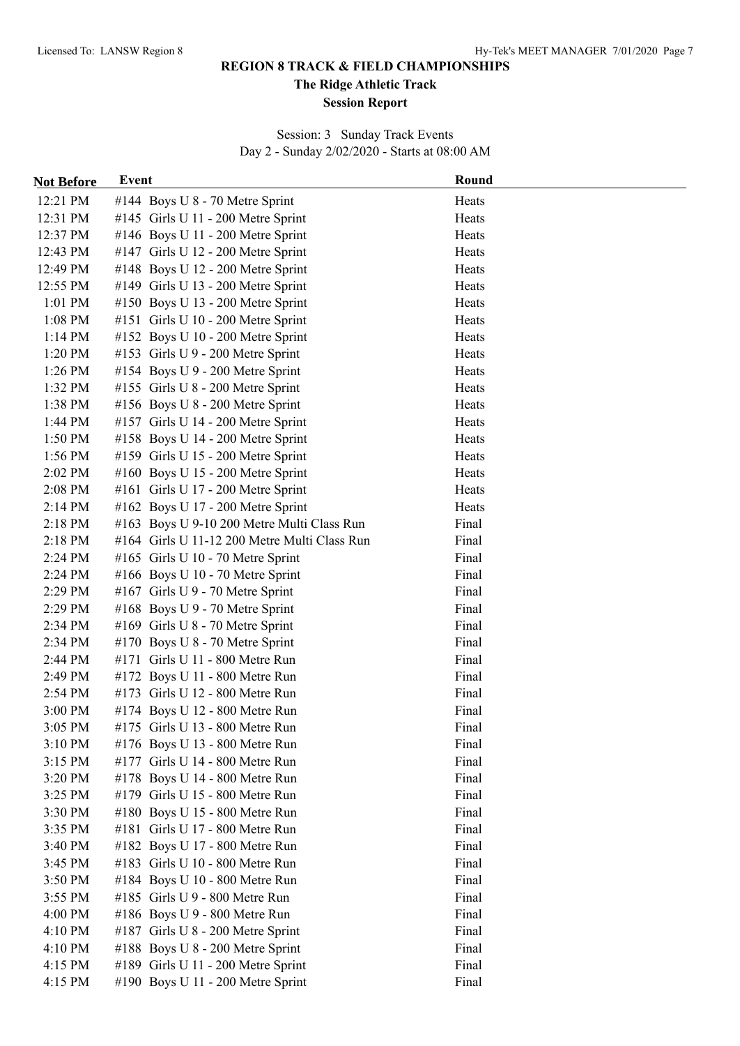**REGION 8 TRACK & FIELD CHAMPIONSHIPS**

**The Ridge Athletic Track**

**Session Report**

Session: 3 Sunday Track Events

Day 2 - Sunday 2/02/2020 - Starts at 08:00 AM

| Not Before | Event | Round |
|---|---|---|
| 12:21 PM | #144 Boys U 8 - 70 Metre Sprint | Heats |
| 12:31 PM | #145 Girls U 11 - 200 Metre Sprint | Heats |
| 12:37 PM | #146 Boys U 11 - 200 Metre Sprint | Heats |
| 12:43 PM | #147 Girls U 12 - 200 Metre Sprint | Heats |
| 12:49 PM | #148 Boys U 12 - 200 Metre Sprint | Heats |
| 12:55 PM | #149 Girls U 13 - 200 Metre Sprint | Heats |
| 1:01 PM | #150 Boys U 13 - 200 Metre Sprint | Heats |
| 1:08 PM | #151 Girls U 10 - 200 Metre Sprint | Heats |
| 1:14 PM | #152 Boys U 10 - 200 Metre Sprint | Heats |
| 1:20 PM | #153 Girls U 9 - 200 Metre Sprint | Heats |
| 1:26 PM | #154 Boys U 9 - 200 Metre Sprint | Heats |
| 1:32 PM | #155 Girls U 8 - 200 Metre Sprint | Heats |
| 1:38 PM | #156 Boys U 8 - 200 Metre Sprint | Heats |
| 1:44 PM | #157 Girls U 14 - 200 Metre Sprint | Heats |
| 1:50 PM | #158 Boys U 14 - 200 Metre Sprint | Heats |
| 1:56 PM | #159 Girls U 15 - 200 Metre Sprint | Heats |
| 2:02 PM | #160 Boys U 15 - 200 Metre Sprint | Heats |
| 2:08 PM | #161 Girls U 17 - 200 Metre Sprint | Heats |
| 2:14 PM | #162 Boys U 17 - 200 Metre Sprint | Heats |
| 2:18 PM | #163 Boys U 9-10 200 Metre Multi Class Run | Final |
| 2:18 PM | #164 Girls U 11-12 200 Metre Multi Class Run | Final |
| 2:24 PM | #165 Girls U 10 - 70 Metre Sprint | Final |
| 2:24 PM | #166 Boys U 10 - 70 Metre Sprint | Final |
| 2:29 PM | #167 Girls U 9 - 70 Metre Sprint | Final |
| 2:29 PM | #168 Boys U 9 - 70 Metre Sprint | Final |
| 2:34 PM | #169 Girls U 8 - 70 Metre Sprint | Final |
| 2:34 PM | #170 Boys U 8 - 70 Metre Sprint | Final |
| 2:44 PM | #171 Girls U 11 - 800 Metre Run | Final |
| 2:49 PM | #172 Boys U 11 - 800 Metre Run | Final |
| 2:54 PM | #173 Girls U 12 - 800 Metre Run | Final |
| 3:00 PM | #174 Boys U 12 - 800 Metre Run | Final |
| 3:05 PM | #175 Girls U 13 - 800 Metre Run | Final |
| 3:10 PM | #176 Boys U 13 - 800 Metre Run | Final |
| 3:15 PM | #177 Girls U 14 - 800 Metre Run | Final |
| 3:20 PM | #178 Boys U 14 - 800 Metre Run | Final |
| 3:25 PM | #179 Girls U 15 - 800 Metre Run | Final |
| 3:30 PM | #180 Boys U 15 - 800 Metre Run | Final |
| 3:35 PM | #181 Girls U 17 - 800 Metre Run | Final |
| 3:40 PM | #182 Boys U 17 - 800 Metre Run | Final |
| 3:45 PM | #183 Girls U 10 - 800 Metre Run | Final |
| 3:50 PM | #184 Boys U 10 - 800 Metre Run | Final |
| 3:55 PM | #185 Girls U 9 - 800 Metre Run | Final |
| 4:00 PM | #186 Boys U 9 - 800 Metre Run | Final |
| 4:10 PM | #187 Girls U 8 - 200 Metre Sprint | Final |
| 4:10 PM | #188 Boys U 8 - 200 Metre Sprint | Final |
| 4:15 PM | #189 Girls U 11 - 200 Metre Sprint | Final |
| 4:15 PM | #190 Boys U 11 - 200 Metre Sprint | Final |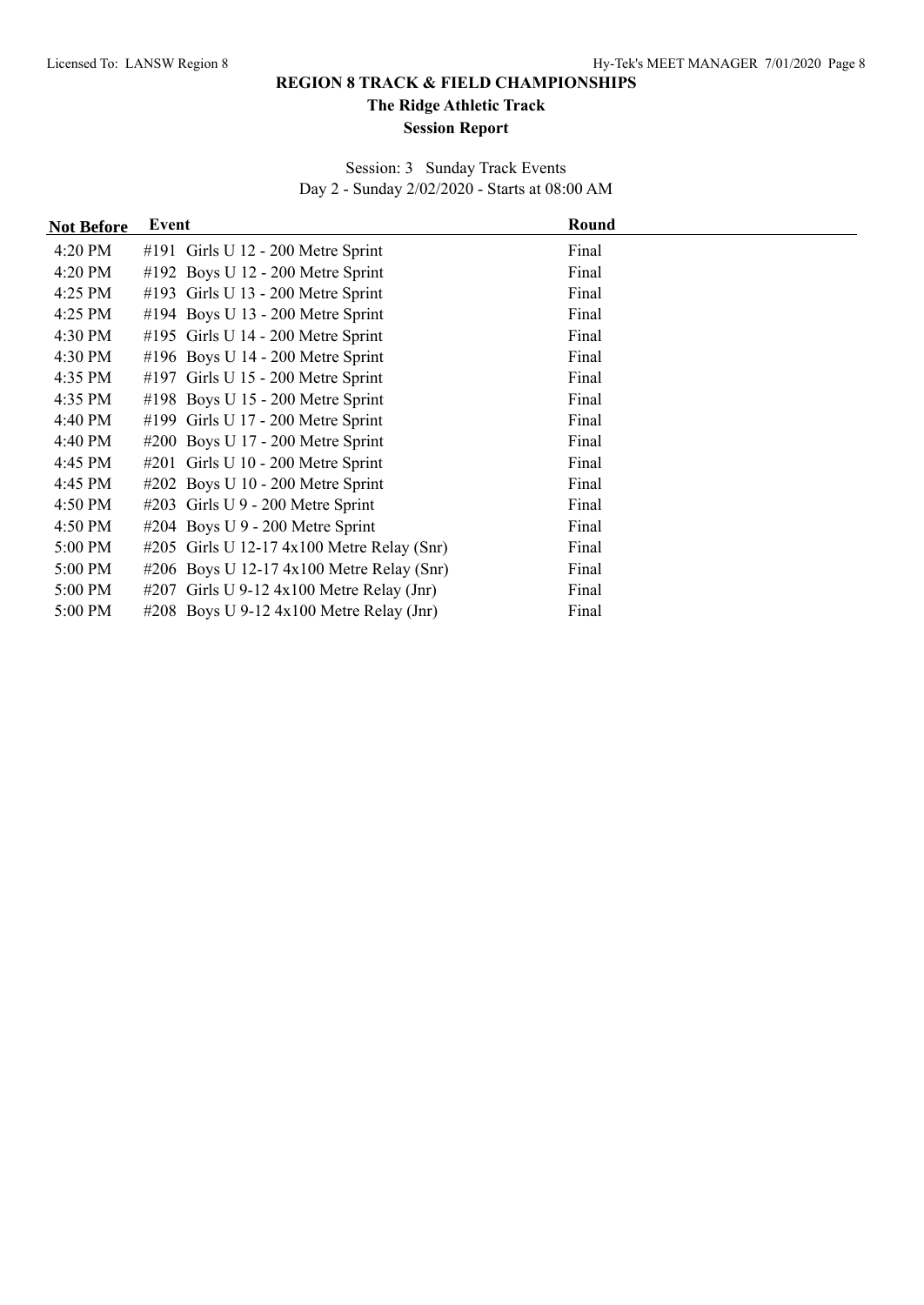# REGION 8 TRACK & FIELD CHAMPIONSHIPS

## The Ridge Athletic Track

### Session Report

Session: 3 Sunday Track Events
Day 2 - Sunday 2/02/2020 - Starts at 08:00 AM

| Not Before | Event | Round |
|---|---|---|
| 4:20 PM | #191 Girls U 12 - 200 Metre Sprint | Final |
| 4:20 PM | #192 Boys U 12 - 200 Metre Sprint | Final |
| 4:25 PM | #193 Girls U 13 - 200 Metre Sprint | Final |
| 4:25 PM | #194 Boys U 13 - 200 Metre Sprint | Final |
| 4:30 PM | #195 Girls U 14 - 200 Metre Sprint | Final |
| 4:30 PM | #196 Boys U 14 - 200 Metre Sprint | Final |
| 4:35 PM | #197 Girls U 15 - 200 Metre Sprint | Final |
| 4:35 PM | #198 Boys U 15 - 200 Metre Sprint | Final |
| 4:40 PM | #199 Girls U 17 - 200 Metre Sprint | Final |
| 4:40 PM | #200 Boys U 17 - 200 Metre Sprint | Final |
| 4:45 PM | #201 Girls U 10 - 200 Metre Sprint | Final |
| 4:45 PM | #202 Boys U 10 - 200 Metre Sprint | Final |
| 4:50 PM | #203 Girls U 9 - 200 Metre Sprint | Final |
| 4:50 PM | #204 Boys U 9 - 200 Metre Sprint | Final |
| 5:00 PM | #205 Girls U 12-17 4x100 Metre Relay (Snr) | Final |
| 5:00 PM | #206 Boys U 12-17 4x100 Metre Relay (Snr) | Final |
| 5:00 PM | #207 Girls U 9-12 4x100 Metre Relay (Jnr) | Final |
| 5:00 PM | #208 Boys U 9-12 4x100 Metre Relay (Jnr) | Final |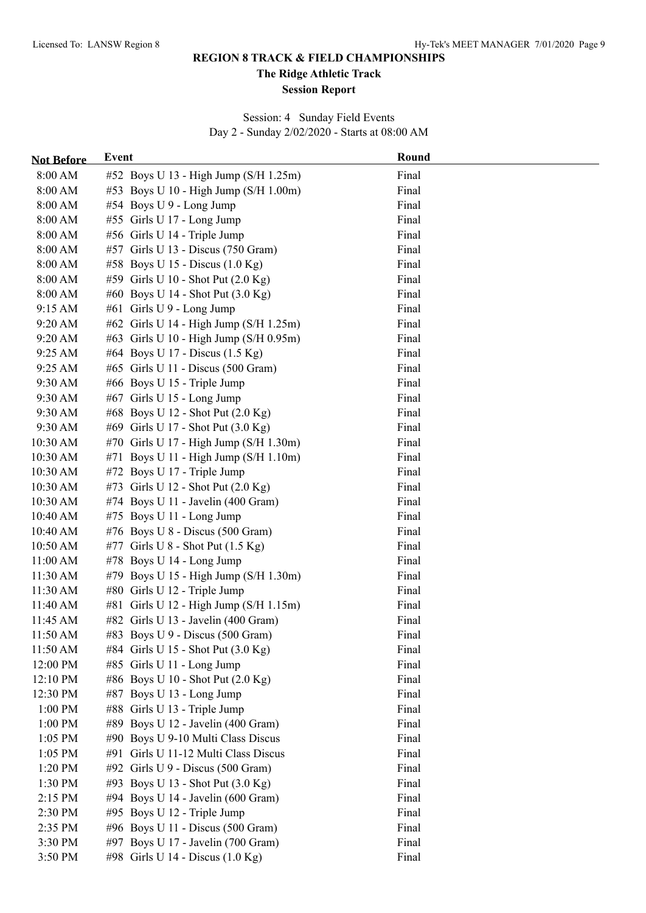# REGION 8 TRACK & FIELD CHAMPIONSHIPS

## The Ridge Athletic Track

### Session Report

Session: 4 Sunday Field Events
Day 2 - Sunday 2/02/2020 - Starts at 08:00 AM

| Not Before | Event | Round |
|---|---|---|
| 8:00 AM | #52 Boys U 13 - High Jump (S/H 1.25m) | Final |
| 8:00 AM | #53 Boys U 10 - High Jump (S/H 1.00m) | Final |
| 8:00 AM | #54 Boys U 9 - Long Jump | Final |
| 8:00 AM | #55 Girls U 17 - Long Jump | Final |
| 8:00 AM | #56 Girls U 14 - Triple Jump | Final |
| 8:00 AM | #57 Girls U 13 - Discus (750 Gram) | Final |
| 8:00 AM | #58 Boys U 15 - Discus (1.0 Kg) | Final |
| 8:00 AM | #59 Girls U 10 - Shot Put (2.0 Kg) | Final |
| 8:00 AM | #60 Boys U 14 - Shot Put (3.0 Kg) | Final |
| 9:15 AM | #61 Girls U 9 - Long Jump | Final |
| 9:20 AM | #62 Girls U 14 - High Jump (S/H 1.25m) | Final |
| 9:20 AM | #63 Girls U 10 - High Jump (S/H 0.95m) | Final |
| 9:25 AM | #64 Boys U 17 - Discus (1.5 Kg) | Final |
| 9:25 AM | #65 Girls U 11 - Discus (500 Gram) | Final |
| 9:30 AM | #66 Boys U 15 - Triple Jump | Final |
| 9:30 AM | #67 Girls U 15 - Long Jump | Final |
| 9:30 AM | #68 Boys U 12 - Shot Put (2.0 Kg) | Final |
| 9:30 AM | #69 Girls U 17 - Shot Put (3.0 Kg) | Final |
| 10:30 AM | #70 Girls U 17 - High Jump (S/H 1.30m) | Final |
| 10:30 AM | #71 Boys U 11 - High Jump (S/H 1.10m) | Final |
| 10:30 AM | #72 Boys U 17 - Triple Jump | Final |
| 10:30 AM | #73 Girls U 12 - Shot Put (2.0 Kg) | Final |
| 10:30 AM | #74 Boys U 11 - Javelin (400 Gram) | Final |
| 10:40 AM | #75 Boys U 11 - Long Jump | Final |
| 10:40 AM | #76 Boys U 8 - Discus (500 Gram) | Final |
| 10:50 AM | #77 Girls U 8 - Shot Put (1.5 Kg) | Final |
| 11:00 AM | #78 Boys U 14 - Long Jump | Final |
| 11:30 AM | #79 Boys U 15 - High Jump (S/H 1.30m) | Final |
| 11:30 AM | #80 Girls U 12 - Triple Jump | Final |
| 11:40 AM | #81 Girls U 12 - High Jump (S/H 1.15m) | Final |
| 11:45 AM | #82 Girls U 13 - Javelin (400 Gram) | Final |
| 11:50 AM | #83 Boys U 9 - Discus (500 Gram) | Final |
| 11:50 AM | #84 Girls U 15 - Shot Put (3.0 Kg) | Final |
| 12:00 PM | #85 Girls U 11 - Long Jump | Final |
| 12:10 PM | #86 Boys U 10 - Shot Put (2.0 Kg) | Final |
| 12:30 PM | #87 Boys U 13 - Long Jump | Final |
| 1:00 PM | #88 Girls U 13 - Triple Jump | Final |
| 1:00 PM | #89 Boys U 12 - Javelin (400 Gram) | Final |
| 1:05 PM | #90 Boys U 9-10 Multi Class Discus | Final |
| 1:05 PM | #91 Girls U 11-12 Multi Class Discus | Final |
| 1:20 PM | #92 Girls U 9 - Discus (500 Gram) | Final |
| 1:30 PM | #93 Boys U 13 - Shot Put (3.0 Kg) | Final |
| 2:15 PM | #94 Boys U 14 - Javelin (600 Gram) | Final |
| 2:30 PM | #95 Boys U 12 - Triple Jump | Final |
| 2:35 PM | #96 Boys U 11 - Discus (500 Gram) | Final |
| 3:30 PM | #97 Boys U 17 - Javelin (700 Gram) | Final |
| 3:50 PM | #98 Girls U 14 - Discus (1.0 Kg) | Final |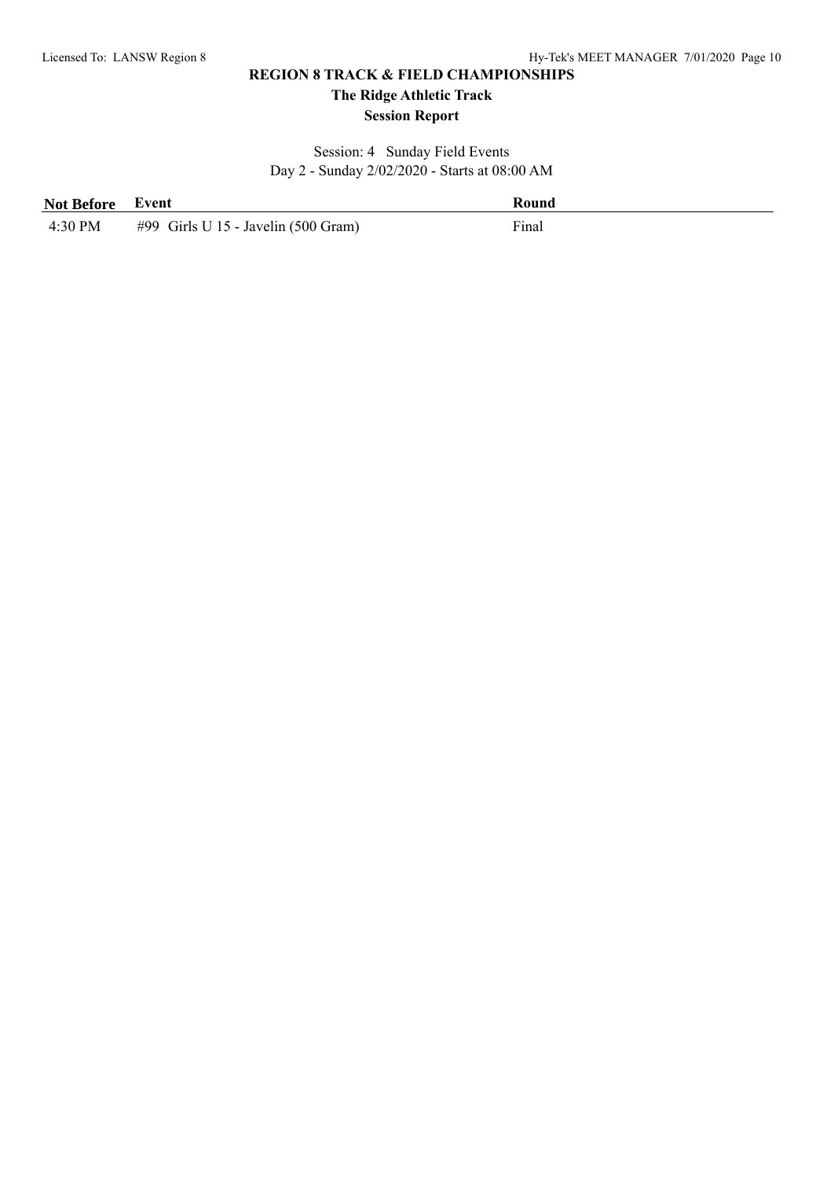# REGION 8 TRACK & FIELD CHAMPIONSHIPS

## The Ridge Athletic Track

### Session Report

Session: 4 Sunday Field Events
Day 2 - Sunday 2/02/2020 - Starts at 08:00 AM

| Not Before | Event | Round |
|---|---|---|
| 4:30 PM | #99 Girls U 15 - Javelin (500 Gram) | Final |